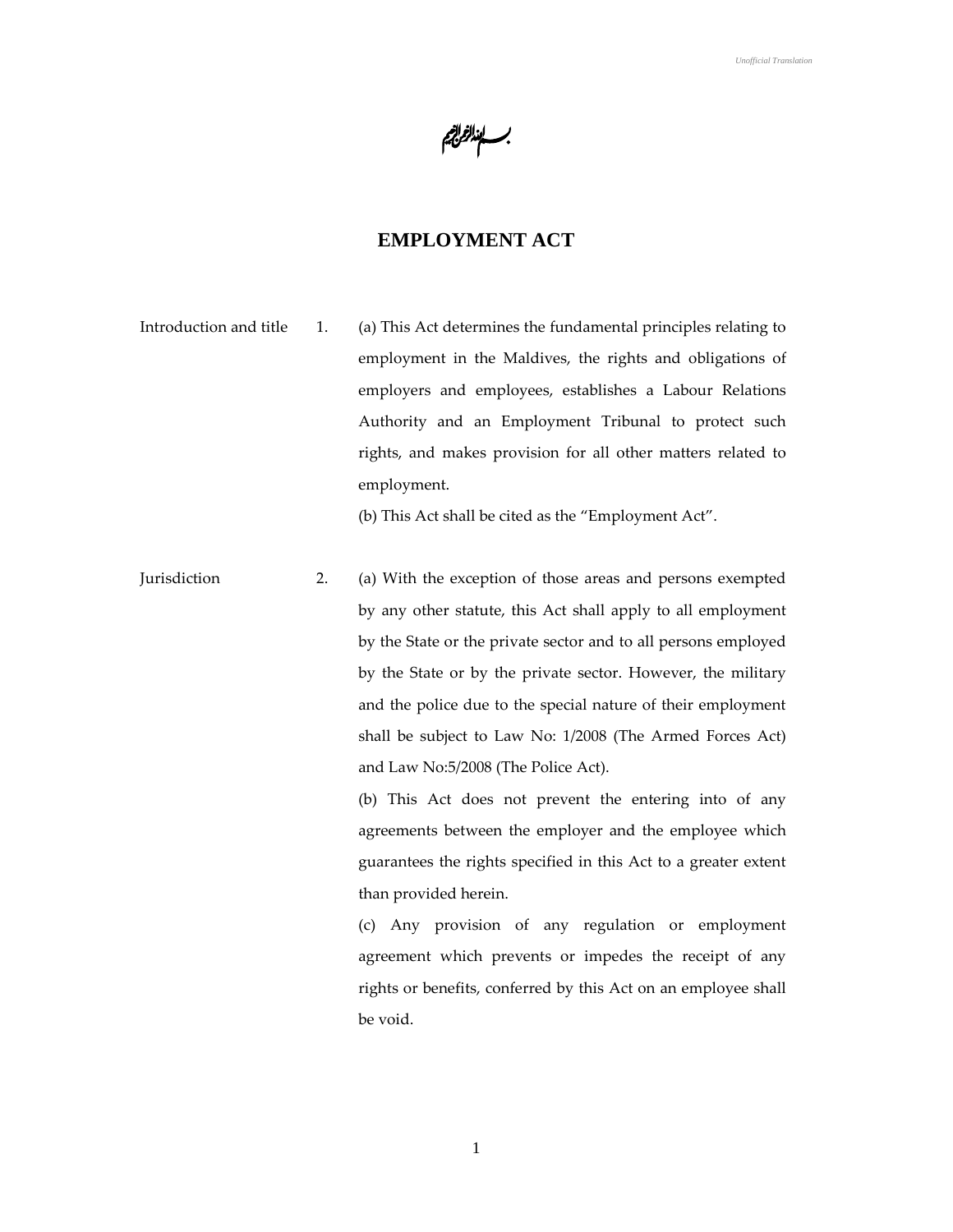بسم الله الرحمن الرحيم

# EMPLOYMENT ACT

**Introduction and title**

1\. (a) This Act determines the fundamental principles relating to employment in the Maldives, the rights and obligations of employers and employees, establishes a Labour Relations Authority and an Employment Tribunal to protect such rights, and makes provision for all other matters related to employment.

(b) This Act shall be cited as the "Employment Act".

**Jurisdiction**

2\. (a) With the exception of those areas and persons exempted by any other statute, this Act shall apply to all employment by the State or the private sector and to all persons employed by the State or by the private sector. However, the military and the police due to the special nature of their employment shall be subject to Law No: 1/2008 (The Armed Forces Act) and Law No:5/2008 (The Police Act).

(b) This Act does not prevent the entering into of any agreements between the employer and the employee which guarantees the rights specified in this Act to a greater extent than provided herein.

(c) Any provision of any regulation or employment agreement which prevents or impedes the receipt of any rights or benefits, conferred by this Act on an employee shall be void.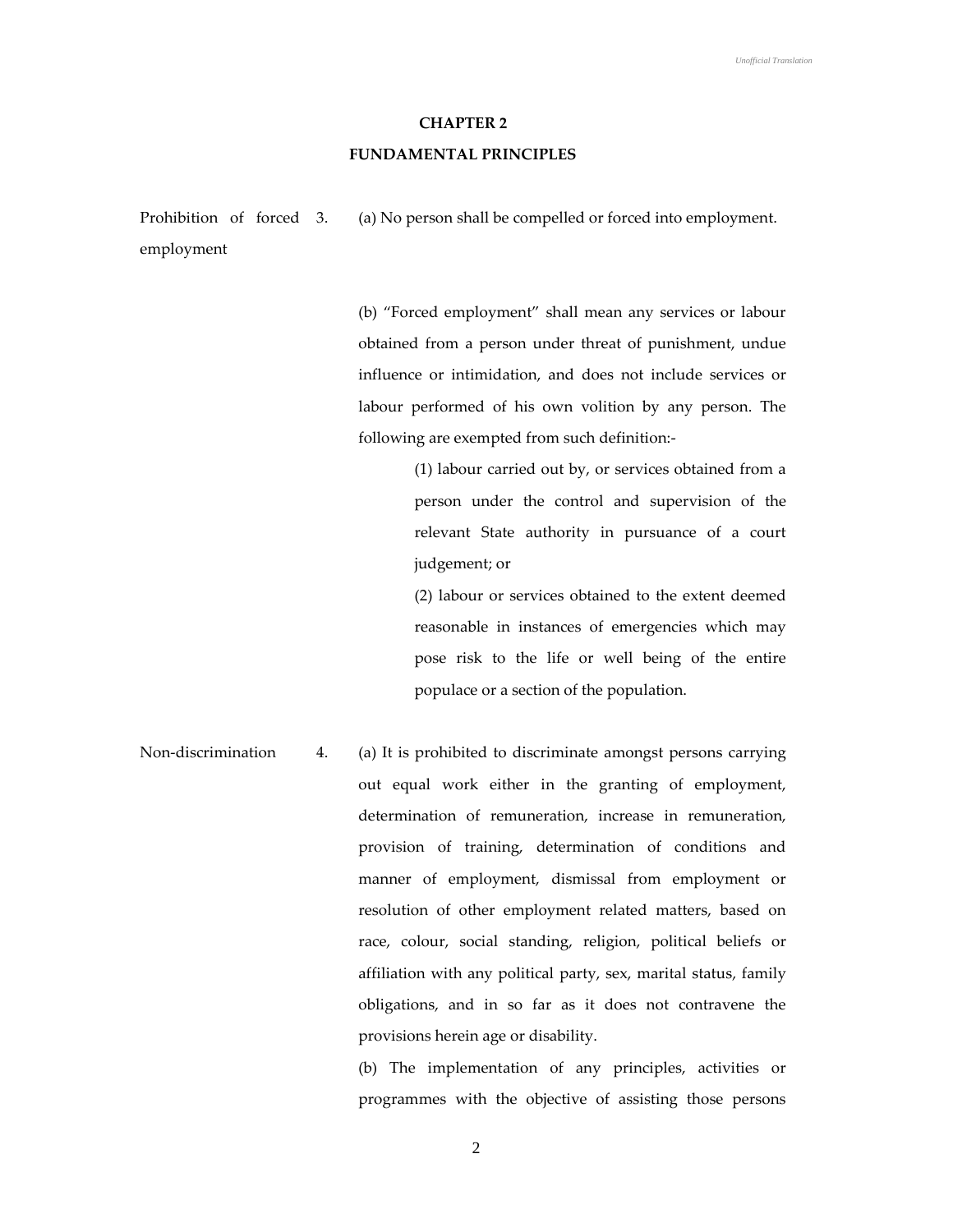## CHAPTER 2

## FUNDAMENTAL PRINCIPLES

**Prohibition of forced employment**

3. (a) No person shall be compelled or forced into employment.

(b) "Forced employment" shall mean any services or labour obtained from a person under threat of punishment, undue influence or intimidation, and does not include services or labour performed of his own volition by any person. The following are exempted from such definition:-

(1) labour carried out by, or services obtained from a person under the control and supervision of the relevant State authority in pursuance of a court judgement; or

(2) labour or services obtained to the extent deemed reasonable in instances of emergencies which may pose risk to the life or well being of the entire populace or a section of the population.

**Non-discrimination**

4. (a) It is prohibited to discriminate amongst persons carrying out equal work either in the granting of employment, determination of remuneration, increase in remuneration, provision of training, determination of conditions and manner of employment, dismissal from employment or resolution of other employment related matters, based on race, colour, social standing, religion, political beliefs or affiliation with any political party, sex, marital status, family obligations, and in so far as it does not contravene the provisions herein age or disability.

(b) The implementation of any principles, activities or programmes with the objective of assisting those persons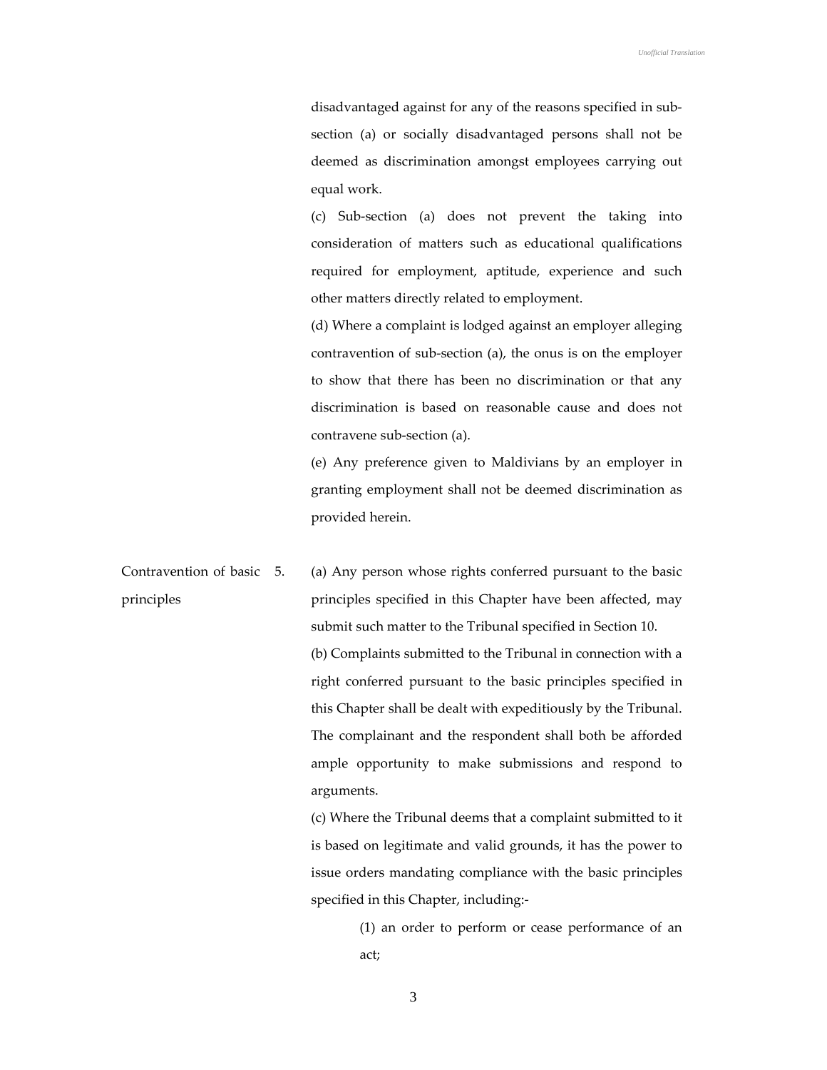disadvantaged against for any of the reasons specified in sub-section (a) or socially disadvantaged persons shall not be deemed as discrimination amongst employees carrying out equal work.

(c) Sub-section (a) does not prevent the taking into consideration of matters such as educational qualifications required for employment, aptitude, experience and such other matters directly related to employment.

(d) Where a complaint is lodged against an employer alleging contravention of sub-section (a), the onus is on the employer to show that there has been no discrimination or that any discrimination is based on reasonable cause and does not contravene sub-section (a).

(e) Any preference given to Maldivians by an employer in granting employment shall not be deemed discrimination as provided herein.

**Contravention of basic principles**

5. (a) Any person whose rights conferred pursuant to the basic principles specified in this Chapter have been affected, may submit such matter to the Tribunal specified in Section 10.

(b) Complaints submitted to the Tribunal in connection with a right conferred pursuant to the basic principles specified in this Chapter shall be dealt with expeditiously by the Tribunal. The complainant and the respondent shall both be afforded ample opportunity to make submissions and respond to arguments.

(c) Where the Tribunal deems that a complaint submitted to it is based on legitimate and valid grounds, it has the power to issue orders mandating compliance with the basic principles specified in this Chapter, including:-

(1) an order to perform or cease performance of an act;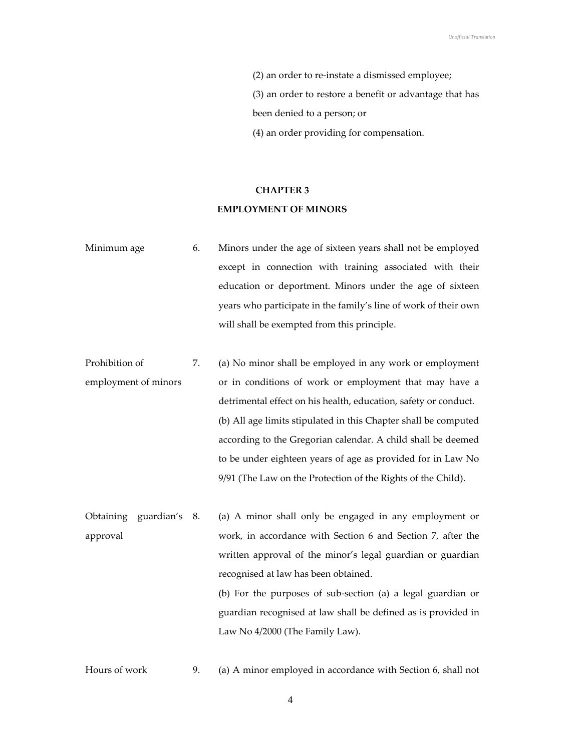(2) an order to re-instate a dismissed employee;

(3) an order to restore a benefit or advantage that has been denied to a person; or

(4) an order providing for compensation.

## CHAPTER 3

## EMPLOYMENT OF MINORS

**Minimum age**

6. Minors under the age of sixteen years shall not be employed except in connection with training associated with their education or deportment. Minors under the age of sixteen years who participate in the family's line of work of their own will shall be exempted from this principle.

**Prohibition of employment of minors**

7. (a) No minor shall be employed in any work or employment or in conditions of work or employment that may have a detrimental effect on his health, education, safety or conduct.

(b) All age limits stipulated in this Chapter shall be computed according to the Gregorian calendar. A child shall be deemed to be under eighteen years of age as provided for in Law No 9/91 (The Law on the Protection of the Rights of the Child).

**Obtaining guardian's approval**

8. (a) A minor shall only be engaged in any employment or work, in accordance with Section 6 and Section 7, after the written approval of the minor's legal guardian or guardian recognised at law has been obtained.

(b) For the purposes of sub-section (a) a legal guardian or guardian recognised at law shall be defined as is provided in Law No 4/2000 (The Family Law).

**Hours of work**

9. (a) A minor employed in accordance with Section 6, shall not